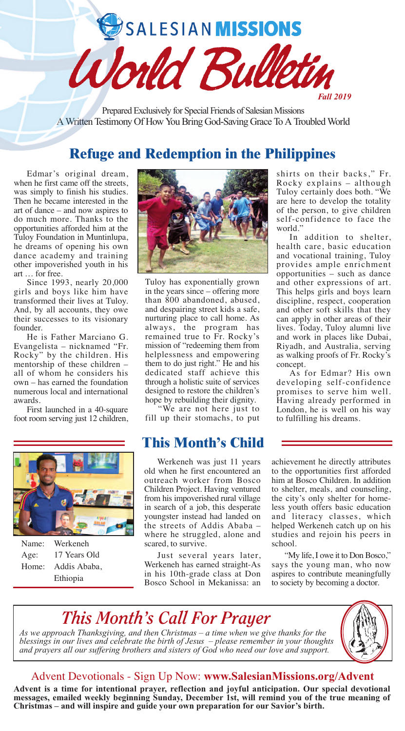# SALESIAN MISSIONS

# World Bulletin

*Fall 2019*

Prepared Exclusively for Special Friends of Salesian Missions
A Written Testimony Of How You Bring God-Saving Grace To A Troubled World

## Refuge and Redemption in the Philippines

Edmar's original dream, when he first came off the streets, was simply to finish his studies. Then he became interested in the art of dance – and now aspires to do much more. Thanks to the opportunities afforded him at the Tuloy Foundation in Muntinlupa, he dreams of opening his own dance academy and training other impoverished youth in his art … for free.

Since 1993, nearly 20,000 girls and boys like him have transformed their lives at Tuloy. And, by all accounts, they owe their successes to its visionary founder.

He is Father Marciano G. Evangelista – nicknamed "Fr. Rocky" by the children. His mentorship of these children – all of whom he considers his own – has earned the foundation numerous local and international awards.

First launched in a 40-square foot room serving just 12 children, Tuloy has exponentially grown in the years since – offering more than 800 abandoned, abused, and despairing street kids a safe, nurturing place to call home. As always, the program has remained true to Fr. Rocky's mission of "redeeming them from helplessness and empowering them to do just right." He and his dedicated staff achieve this through a holistic suite of services designed to restore the children's hope by rebuilding their dignity.

"We are not here just to fill up their stomachs, to put shirts on their backs," Fr. Rocky explains – although Tuloy certainly does both. "We are here to develop the totality of the person, to give children self-confidence to face the world."

In addition to shelter, health care, basic education and vocational training, Tuloy provides ample enrichment opportunities – such as dance and other expressions of art. This helps girls and boys learn discipline, respect, cooperation and other soft skills that they can apply in other areas of their lives. Today, Tuloy alumni live and work in places like Dubai, Riyadh, and Australia, serving as walking proofs of Fr. Rocky's concept.

As for Edmar? His own developing self-confidence promises to serve him well. Having already performed in London, he is well on his way to fulfilling his dreams.

## This Month's Child

Name: Werkeneh
Age: 17 Years Old
Home: Addis Ababa, Ethiopia

Werkeneh was just 11 years old when he first encountered an outreach worker from Bosco Children Project. Having ventured from his impoverished rural village in search of a job, this desperate youngster instead had landed on the streets of Addis Ababa – where he struggled, alone and scared, to survive.

Just several years later, Werkeneh has earned straight-As in his 10th-grade class at Don Bosco School in Mekanissa: an achievement he directly attributes to the opportunities first afforded him at Bosco Children. In addition to shelter, meals, and counseling, the city's only shelter for homeless youth offers basic education and literacy classes, which helped Werkeneh catch up on his studies and rejoin his peers in school.

"My life, I owe it to Don Bosco," says the young man, who now aspires to contribute meaningfully to society by becoming a doctor.

## *This Month's Call For Prayer*

*As we approach Thanksgiving, and then Christmas – a time when we give thanks for the blessings in our lives and celebrate the birth of Jesus – please remember in your thoughts and prayers all our suffering brothers and sisters of God who need our love and support.*

Advent Devotionals - Sign Up Now: **www.SalesianMissions.org/Advent**

**Advent is a time for intentional prayer, reflection and joyful anticipation. Our special devotional messages, emailed weekly beginning Sunday, December 1st, will remind you of the true meaning of Christmas – and will inspire and guide your own preparation for our Savior's birth.**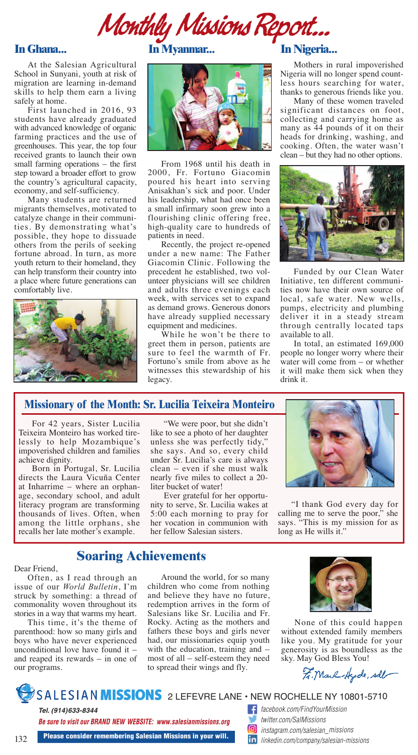# Monthly Missions Report...

## In Ghana...

At the Salesian Agricultural School in Sunyani, youth at risk of migration are learning in-demand skills to help them earn a living safely at home.

First launched in 2016, 93 students have already graduated with advanced knowledge of organic farming practices and the use of greenhouses. This year, the top four received grants to launch their own small farming operations – the first step toward a broader effort to grow the country's agricultural capacity, economy, and self-sufficiency.

Many students are returned migrants themselves, motivated to catalyze change in their communities. By demonstrating what's possible, they hope to dissuade others from the perils of seeking fortune abroad. In turn, as more youth return to their homeland, they can help transform their country into a place where future generations can comfortably live.

## In Myanmar...

From 1968 until his death in 2000, Fr. Fortuno Giacomin poured his heart into serving Anisakhan's sick and poor. Under his leadership, what had once been a small infirmary soon grew into a flourishing clinic offering free, high-quality care to hundreds of patients in need.

Recently, the project re-opened under a new name: The Father Giacomin Clinic. Following the precedent he established, two volunteer physicians will see children and adults three evenings each week, with services set to expand as demand grows. Generous donors have already supplied necessary equipment and medicines.

While he won't be there to greet them in person, patients are sure to feel the warmth of Fr. Fortuno's smile from above as he witnesses this stewardship of his legacy.

## In Nigeria...

Mothers in rural impoverished Nigeria will no longer spend countless hours searching for water, thanks to generous friends like you.

Many of these women traveled significant distances on foot, collecting and carrying home as many as 44 pounds of it on their heads for drinking, washing, and cooking. Often, the water wasn't clean – but they had no other options.

Funded by our Clean Water Initiative, ten different communities now have their own source of local, safe water. New wells, pumps, electricity and plumbing deliver it in a steady stream through centrally located taps available to all.

In total, an estimated 169,000 people no longer worry where their water will come from – or whether it will make them sick when they drink it.

## Missionary of the Month: Sr. Lucilia Teixeira Monteiro

For 42 years, Sister Lucilia Teixeira Monteiro has worked tirelessly to help Mozambique's impoverished children and families achieve dignity.

Born in Portugal, Sr. Lucilia directs the Laura Vicuña Center at Inharrime – where an orphanage, secondary school, and adult literacy program are transforming thousands of lives. Often, when among the little orphans, she recalls her late mother's example.

"We were poor, but she didn't like to see a photo of her daughter unless she was perfectly tidy," she says. And so, every child under Sr. Lucilia's care is always clean – even if she must walk nearly five miles to collect a 20-liter bucket of water!

Ever grateful for her opportunity to serve, Sr. Lucilia wakes at 5:00 each morning to pray for her vocation in communion with her fellow Salesian sisters.

"I thank God every day for calling me to serve the poor," she says. "This is my mission for as long as He wills it."

## Soaring Achievements

Dear Friend,

Often, as I read through an issue of our *World Bulletin*, I'm struck by something: a thread of commonality woven throughout its stories in a way that warms my heart.

This time, it's the theme of parenthood: how so many girls and boys who have never experienced unconditional love have found it – and reaped its rewards – in one of our programs.

Around the world, for so many children who come from nothing and believe they have no future, redemption arrives in the form of Salesians like Sr. Lucilia and Fr. Rocky. Acting as the mothers and fathers these boys and girls never had, our missionaries equip youth with the education, training and – most of all – self-esteem they need to spread their wings and fly.

None of this could happen without extended family members like you. My gratitude for your generosity is as boundless as the sky. May God Bless You!

Fr. Mark Hyde, sdb

**SALESIAN MISSIONS** 2 LEFEVRE LANE • NEW ROCHELLE NY 10801-5710

*Tel. (914)633-8344*

*Be sure to visit our BRAND NEW WEBSITE: www.salesianmissions.org*

**Please consider remembering Salesian Missions in your will.**

facebook.com/FindYourMission
twitter.com/SalMissions
instagram.com/salesian_missions
linkedin.com/company/salesian-missions